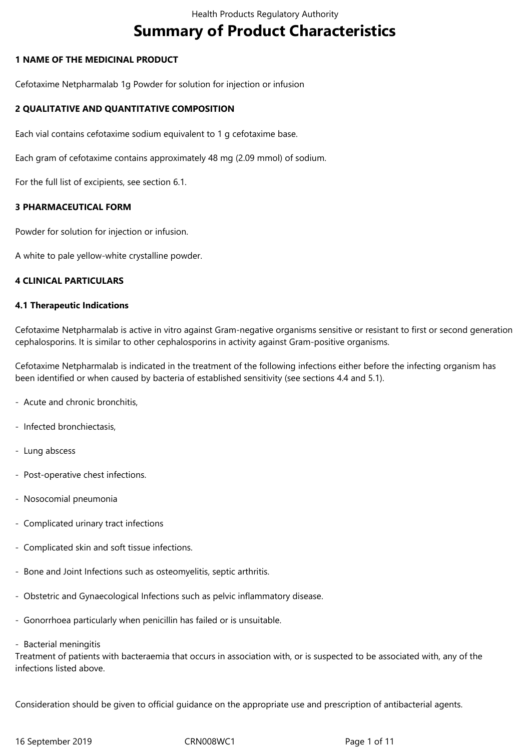# Summary of Product Characteristics

## 1 NAME OF THE MEDICINAL PRODUCT

Cefotaxime Netpharmalab 1g Powder for solution for injection or infusion

## 2 QUALITATIVE AND QUANTITATIVE COMPOSITION

Each vial contains cefotaxime sodium equivalent to 1 g cefotaxime base.

Each gram of cefotaxime contains approximately 48 mg (2.09 mmol) of sodium.

For the full list of excipients, see section 6.1.

## 3 PHARMACEUTICAL FORM

Powder for solution for injection or infusion.

A white to pale yellow-white crystalline powder.

## 4 CLINICAL PARTICULARS

### 4.1 Therapeutic Indications

Cefotaxime Netpharmalab is active in vitro against Gram-negative organisms sensitive or resistant to first or second generation cephalosporins. It is similar to other cephalosporins in activity against Gram-positive organisms.

Cefotaxime Netpharmalab is indicated in the treatment of the following infections either before the infecting organism has been identified or when caused by bacteria of established sensitivity (see sections 4.4 and 5.1).

- Acute and chronic bronchitis,
- Infected bronchiectasis,
- Lung abscess
- Post-operative chest infections.
- Nosocomial pneumonia
- Complicated urinary tract infections
- Complicated skin and soft tissue infections.
- Bone and Joint Infections such as osteomyelitis, septic arthritis.
- Obstetric and Gynaecological Infections such as pelvic inflammatory disease.
- Gonorrhoea particularly when penicillin has failed or is unsuitable.
- Bacterial meningitis

Treatment of patients with bacteraemia that occurs in association with, or is suspected to be associated with, any of the infections listed above.

Consideration should be given to official guidance on the appropriate use and prescription of antibacterial agents.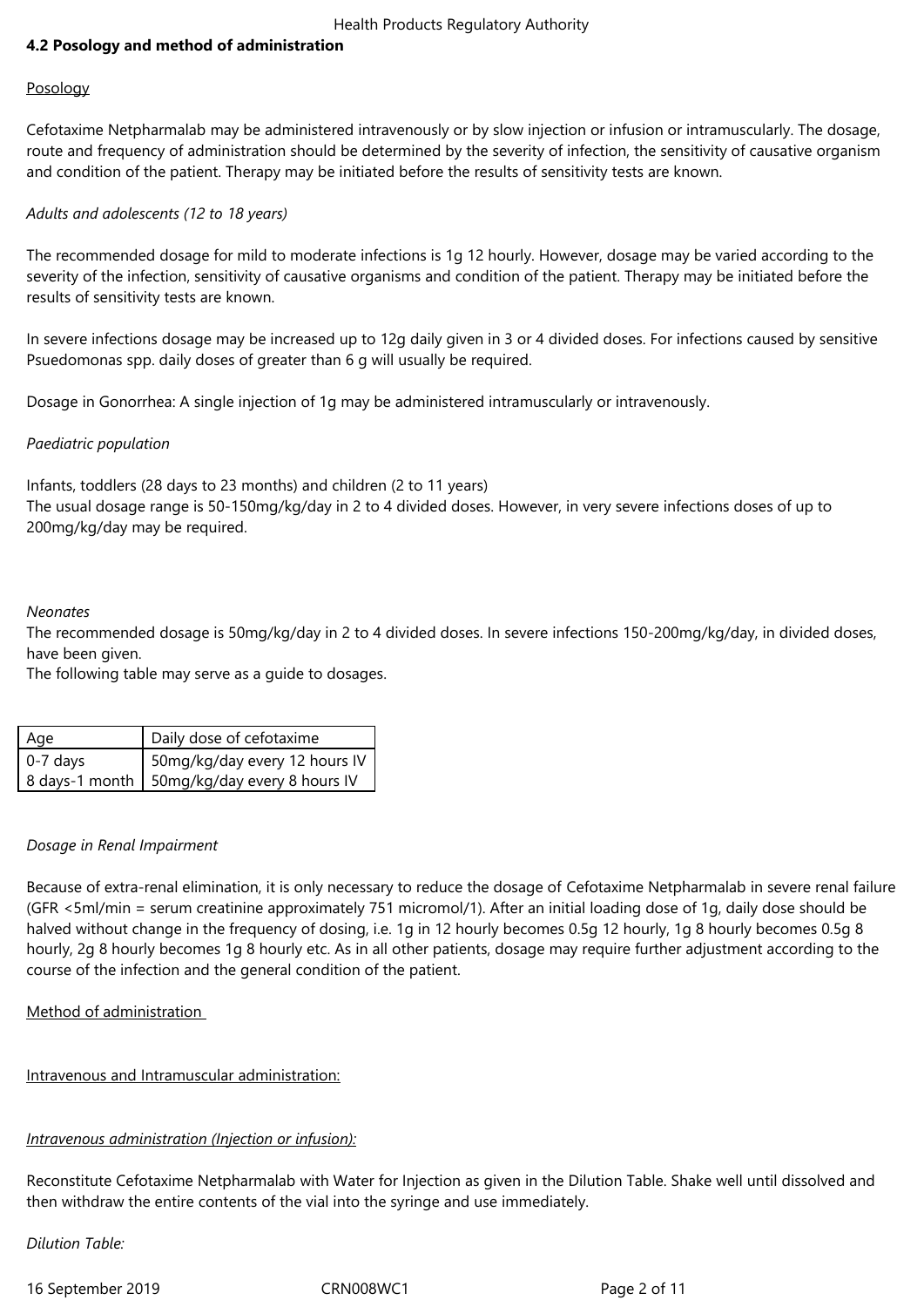## 4.2 Posology and method of administration

Posology

Cefotaxime Netpharmalab may be administered intravenously or by slow injection or infusion or intramuscularly. The dosage, route and frequency of administration should be determined by the severity of infection, the sensitivity of causative organism and condition of the patient. Therapy may be initiated before the results of sensitivity tests are known.

*Adults and adolescents (12 to 18 years)*

The recommended dosage for mild to moderate infections is 1g 12 hourly. However, dosage may be varied according to the severity of the infection, sensitivity of causative organisms and condition of the patient. Therapy may be initiated before the results of sensitivity tests are known.

In severe infections dosage may be increased up to 12g daily given in 3 or 4 divided doses. For infections caused by sensitive Psuedomonas spp. daily doses of greater than 6 g will usually be required.

Dosage in Gonorrhea: A single injection of 1g may be administered intramuscularly or intravenously.

*Paediatric population*

Infants, toddlers (28 days to 23 months) and children (2 to 11 years)
The usual dosage range is 50-150mg/kg/day in 2 to 4 divided doses. However, in very severe infections doses of up to 200mg/kg/day may be required.

*Neonates*
The recommended dosage is 50mg/kg/day in 2 to 4 divided doses. In severe infections 150-200mg/kg/day, in divided doses, have been given.
The following table may serve as a guide to dosages.

| Age | Daily dose of cefotaxime |
|---|---|
| 0-7 days | 50mg/kg/day every 12 hours IV |
| 8 days-1 month | 50mg/kg/day every 8 hours IV |

*Dosage in Renal Impairment*

Because of extra-renal elimination, it is only necessary to reduce the dosage of Cefotaxime Netpharmalab in severe renal failure (GFR <5ml/min = serum creatinine approximately 751 micromol/1). After an initial loading dose of 1g, daily dose should be halved without change in the frequency of dosing, i.e. 1g in 12 hourly becomes 0.5g 12 hourly, 1g 8 hourly becomes 0.5g 8 hourly, 2g 8 hourly becomes 1g 8 hourly etc. As in all other patients, dosage may require further adjustment according to the course of the infection and the general condition of the patient.

Method of administration

Intravenous and Intramuscular administration:

*Intravenous administration (Injection or infusion):*

Reconstitute Cefotaxime Netpharmalab with Water for Injection as given in the Dilution Table. Shake well until dissolved and then withdraw the entire contents of the vial into the syringe and use immediately.

*Dilution Table:*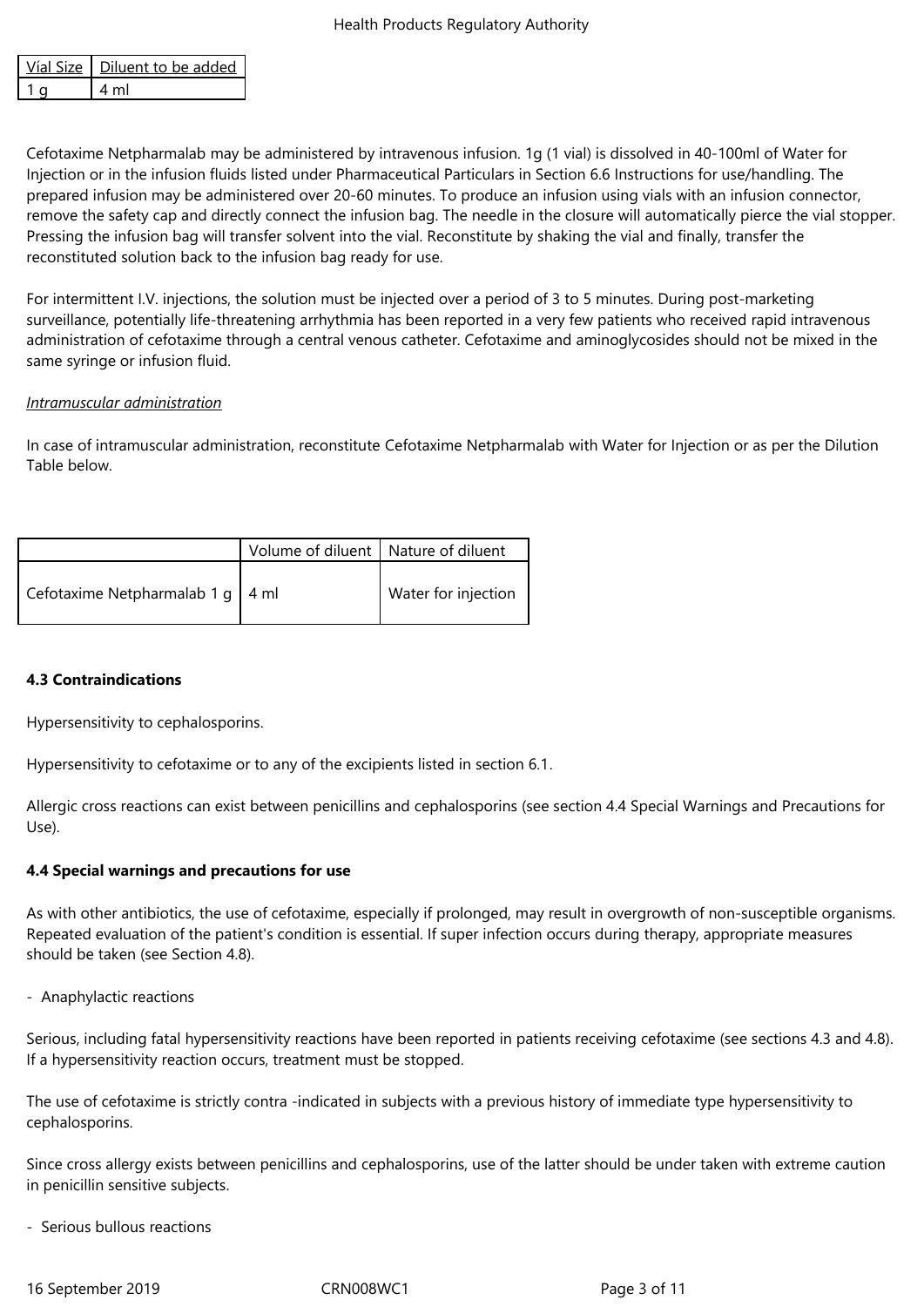| Víal Size | Diluent to be added |
| --- | --- |
| 1 g | 4 ml |

Cefotaxime Netpharmalab may be administered by intravenous infusion. 1g (1 vial) is dissolved in 40-100ml of Water for Injection or in the infusion fluids listed under Pharmaceutical Particulars in Section 6.6 Instructions for use/handling. The prepared infusion may be administered over 20-60 minutes. To produce an infusion using vials with an infusion connector, remove the safety cap and directly connect the infusion bag. The needle in the closure will automatically pierce the vial stopper. Pressing the infusion bag will transfer solvent into the vial. Reconstitute by shaking the vial and finally, transfer the reconstituted solution back to the infusion bag ready for use.

For intermittent I.V. injections, the solution must be injected over a period of 3 to 5 minutes. During post-marketing surveillance, potentially life-threatening arrhythmia has been reported in a very few patients who received rapid intravenous administration of cefotaxime through a central venous catheter. Cefotaxime and aminoglycosides should not be mixed in the same syringe or infusion fluid.

*Intramuscular administration*

In case of intramuscular administration, reconstitute Cefotaxime Netpharmalab with Water for Injection or as per the Dilution Table below.

| | Volume of diluent | Nature of diluent |
| --- | --- | --- |
| Cefotaxime Netpharmalab 1 g | 4 ml | Water for injection |

**4.3 Contraindications**

Hypersensitivity to cephalosporins.

Hypersensitivity to cefotaxime or to any of the excipients listed in section 6.1.

Allergic cross reactions can exist between penicillins and cephalosporins (see section 4.4 Special Warnings and Precautions for Use).

**4.4 Special warnings and precautions for use**

As with other antibiotics, the use of cefotaxime, especially if prolonged, may result in overgrowth of non-susceptible organisms. Repeated evaluation of the patient's condition is essential. If super infection occurs during therapy, appropriate measures should be taken (see Section 4.8).

- Anaphylactic reactions

Serious, including fatal hypersensitivity reactions have been reported in patients receiving cefotaxime (see sections 4.3 and 4.8). If a hypersensitivity reaction occurs, treatment must be stopped.

The use of cefotaxime is strictly contra -indicated in subjects with a previous history of immediate type hypersensitivity to cephalosporins.

Since cross allergy exists between penicillins and cephalosporins, use of the latter should be under taken with extreme caution in penicillin sensitive subjects.

- Serious bullous reactions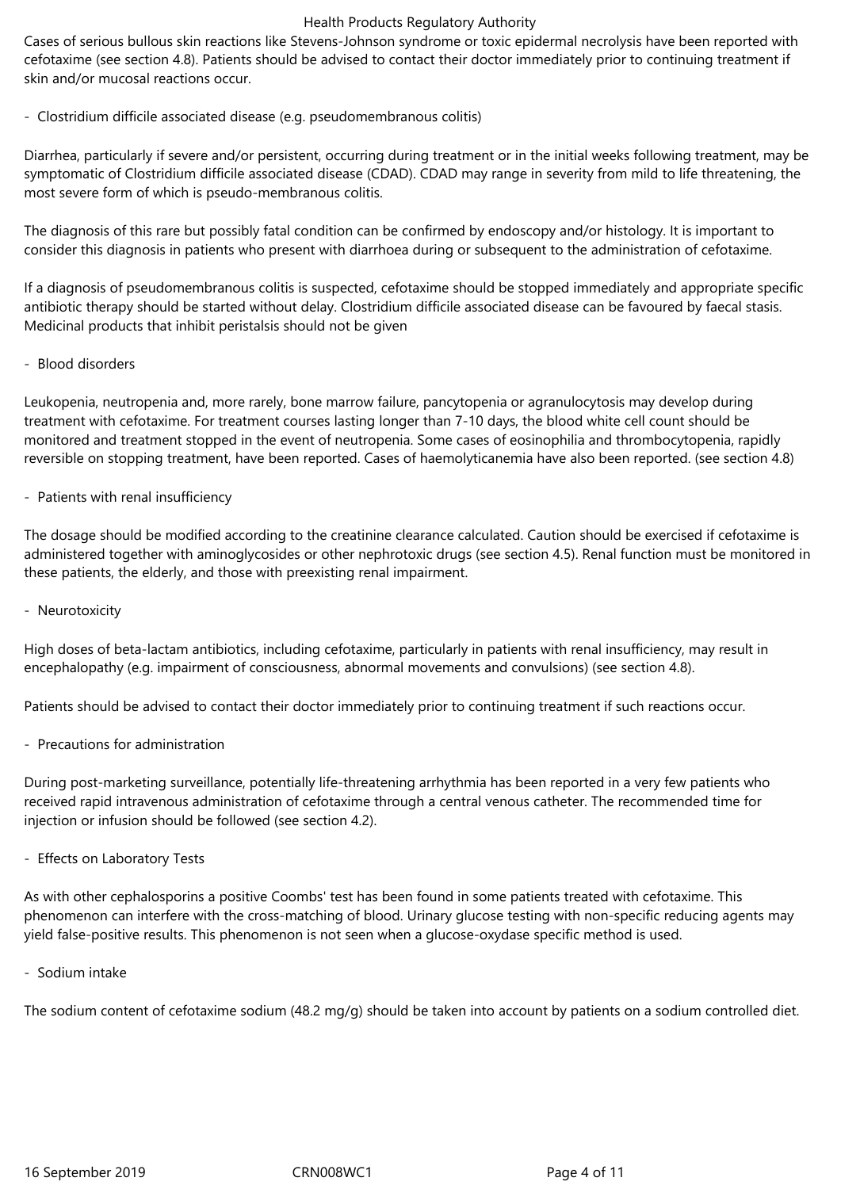Cases of serious bullous skin reactions like Stevens-Johnson syndrome or toxic epidermal necrolysis have been reported with cefotaxime (see section 4.8). Patients should be advised to contact their doctor immediately prior to continuing treatment if skin and/or mucosal reactions occur.

- Clostridium difficile associated disease (e.g. pseudomembranous colitis)

Diarrhea, particularly if severe and/or persistent, occurring during treatment or in the initial weeks following treatment, may be symptomatic of Clostridium difficile associated disease (CDAD). CDAD may range in severity from mild to life threatening, the most severe form of which is pseudo-membranous colitis.

The diagnosis of this rare but possibly fatal condition can be confirmed by endoscopy and/or histology. It is important to consider this diagnosis in patients who present with diarrhoea during or subsequent to the administration of cefotaxime.

If a diagnosis of pseudomembranous colitis is suspected, cefotaxime should be stopped immediately and appropriate specific antibiotic therapy should be started without delay. Clostridium difficile associated disease can be favoured by faecal stasis. Medicinal products that inhibit peristalsis should not be given

- Blood disorders

Leukopenia, neutropenia and, more rarely, bone marrow failure, pancytopenia or agranulocytosis may develop during treatment with cefotaxime. For treatment courses lasting longer than 7-10 days, the blood white cell count should be monitored and treatment stopped in the event of neutropenia. Some cases of eosinophilia and thrombocytopenia, rapidly reversible on stopping treatment, have been reported. Cases of haemolyticanemia have also been reported. (see section 4.8)

- Patients with renal insufficiency

The dosage should be modified according to the creatinine clearance calculated. Caution should be exercised if cefotaxime is administered together with aminoglycosides or other nephrotoxic drugs (see section 4.5). Renal function must be monitored in these patients, the elderly, and those with preexisting renal impairment.

- Neurotoxicity

High doses of beta-lactam antibiotics, including cefotaxime, particularly in patients with renal insufficiency, may result in encephalopathy (e.g. impairment of consciousness, abnormal movements and convulsions) (see section 4.8).

Patients should be advised to contact their doctor immediately prior to continuing treatment if such reactions occur.

- Precautions for administration

During post-marketing surveillance, potentially life-threatening arrhythmia has been reported in a very few patients who received rapid intravenous administration of cefotaxime through a central venous catheter. The recommended time for injection or infusion should be followed (see section 4.2).

- Effects on Laboratory Tests

As with other cephalosporins a positive Coombs' test has been found in some patients treated with cefotaxime. This phenomenon can interfere with the cross-matching of blood. Urinary glucose testing with non-specific reducing agents may yield false-positive results. This phenomenon is not seen when a glucose-oxydase specific method is used.

- Sodium intake

The sodium content of cefotaxime sodium (48.2 mg/g) should be taken into account by patients on a sodium controlled diet.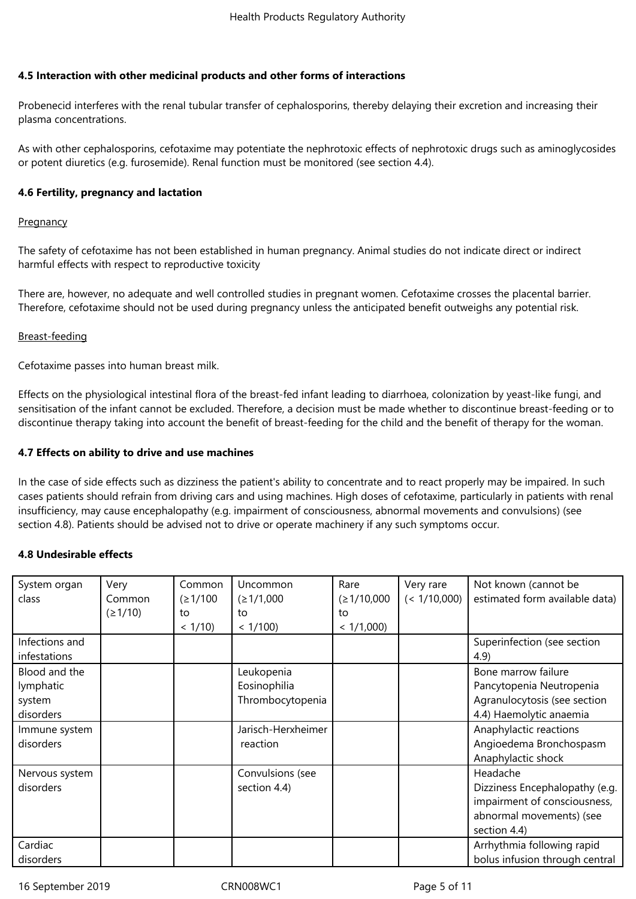### 4.5 Interaction with other medicinal products and other forms of interactions

Probenecid interferes with the renal tubular transfer of cephalosporins, thereby delaying their excretion and increasing their plasma concentrations.

As with other cephalosporins, cefotaxime may potentiate the nephrotoxic effects of nephrotoxic drugs such as aminoglycosides or potent diuretics (e.g. furosemide). Renal function must be monitored (see section 4.4).

### 4.6 Fertility, pregnancy and lactation

Pregnancy

The safety of cefotaxime has not been established in human pregnancy. Animal studies do not indicate direct or indirect harmful effects with respect to reproductive toxicity

There are, however, no adequate and well controlled studies in pregnant women. Cefotaxime crosses the placental barrier. Therefore, cefotaxime should not be used during pregnancy unless the anticipated benefit outweighs any potential risk.

Breast-feeding

Cefotaxime passes into human breast milk.

Effects on the physiological intestinal flora of the breast-fed infant leading to diarrhoea, colonization by yeast-like fungi, and sensitisation of the infant cannot be excluded. Therefore, a decision must be made whether to discontinue breast-feeding or to discontinue therapy taking into account the benefit of breast-feeding for the child and the benefit of therapy for the woman.

### 4.7 Effects on ability to drive and use machines

In the case of side effects such as dizziness the patient's ability to concentrate and to react properly may be impaired. In such cases patients should refrain from driving cars and using machines. High doses of cefotaxime, particularly in patients with renal insufficiency, may cause encephalopathy (e.g. impairment of consciousness, abnormal movements and convulsions) (see section 4.8). Patients should be advised not to drive or operate machinery if any such symptoms occur.

### 4.8 Undesirable effects

| System organ class | Very Common (≥1/10) | Common (≥1/100 to < 1/10) | Uncommon (≥1/1,000 to < 1/100) | Rare (≥1/10,000 to < 1/1,000) | Very rare (< 1/10,000) | Not known (cannot be estimated form available data) |
|---|---|---|---|---|---|---|
| Infections and infestations | | | | | | Superinfection (see section 4.9) |
| Blood and the lymphatic system disorders | | | Leukopenia Eosinophilia Thrombocytopenia | | | Bone marrow failure Pancytopenia Neutropenia Agranulocytosis (see section 4.4) Haemolytic anaemia |
| Immune system disorders | | | Jarisch-Herxheimer reaction | | | Anaphylactic reactions Angioedema Bronchospasm Anaphylactic shock |
| Nervous system disorders | | | Convulsions (see section 4.4) | | | Headache Dizziness Encephalopathy (e.g. impairment of consciousness, abnormal movements) (see section 4.4) |
| Cardiac disorders | | | | | | Arrhythmia following rapid bolus infusion through central |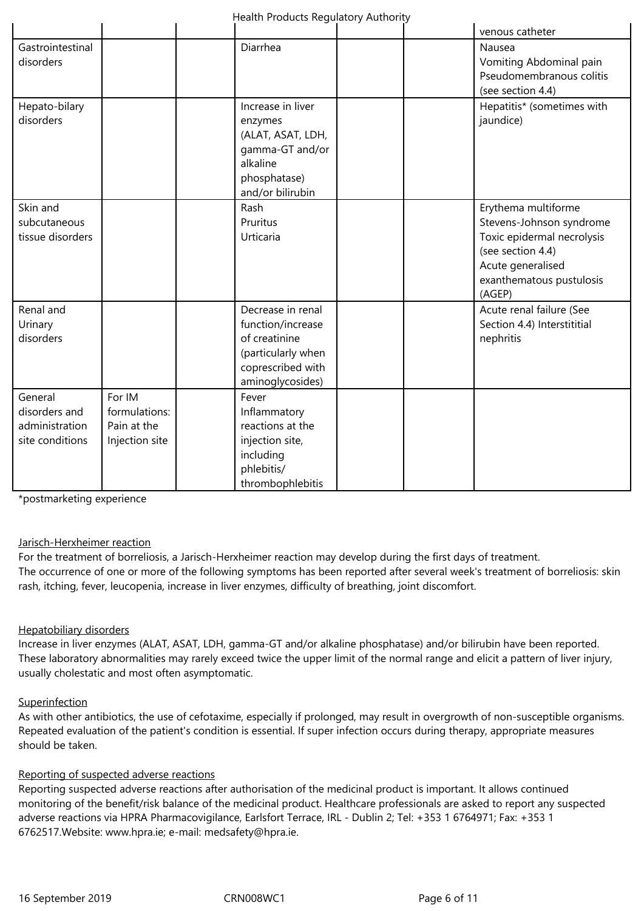| | | | | | | |
|---|---|---|---|---|---|---|
| | | | | | | venous catheter |
| Gastrointestinal disorders | | | Diarrhea | | | Nausea<br>Vomiting Abdominal pain<br>Pseudomembranous colitis (see section 4.4) |
| Hepato-bilary disorders | | | Increase in liver enzymes (ALAT, ASAT, LDH, gamma-GT and/or alkaline phosphatase) and/or bilirubin | | | Hepatitis* (sometimes with jaundice) |
| Skin and subcutaneous tissue disorders | | | Rash<br>Pruritus<br>Urticaria | | | Erythema multiforme<br>Stevens-Johnson syndrome<br>Toxic epidermal necrolysis (see section 4.4)<br>Acute generalised exanthematous pustulosis (AGEP) |
| Renal and Urinary disorders | | | Decrease in renal function/increase of creatinine (particularly when coprescribed with aminoglycosides) | | | Acute renal failure (See Section 4.4) Interstititial nephritis |
| General disorders and administration site conditions | For IM formulations: Pain at the Injection site | | Fever<br>Inflammatory reactions at the injection site, including phlebitis/ thrombophlebitis | | | |

*postmarketing experience

Jarisch-Herxheimer reaction

For the treatment of borreliosis, a Jarisch-Herxheimer reaction may develop during the first days of treatment.
The occurrence of one or more of the following symptoms has been reported after several week's treatment of borreliosis: skin rash, itching, fever, leucopenia, increase in liver enzymes, difficulty of breathing, joint discomfort.

Hepatobiliary disorders

Increase in liver enzymes (ALAT, ASAT, LDH, gamma-GT and/or alkaline phosphatase) and/or bilirubin have been reported. These laboratory abnormalities may rarely exceed twice the upper limit of the normal range and elicit a pattern of liver injury, usually cholestatic and most often asymptomatic.

Superinfection

As with other antibiotics, the use of cefotaxime, especially if prolonged, may result in overgrowth of non-susceptible organisms. Repeated evaluation of the patient's condition is essential. If super infection occurs during therapy, appropriate measures should be taken.

Reporting of suspected adverse reactions

Reporting suspected adverse reactions after authorisation of the medicinal product is important. It allows continued monitoring of the benefit/risk balance of the medicinal product. Healthcare professionals are asked to report any suspected adverse reactions via HPRA Pharmacovigilance, Earlsfort Terrace, IRL - Dublin 2; Tel: +353 1 6764971; Fax: +353 1 6762517.Website: www.hpra.ie; e-mail: medsafety@hpra.ie.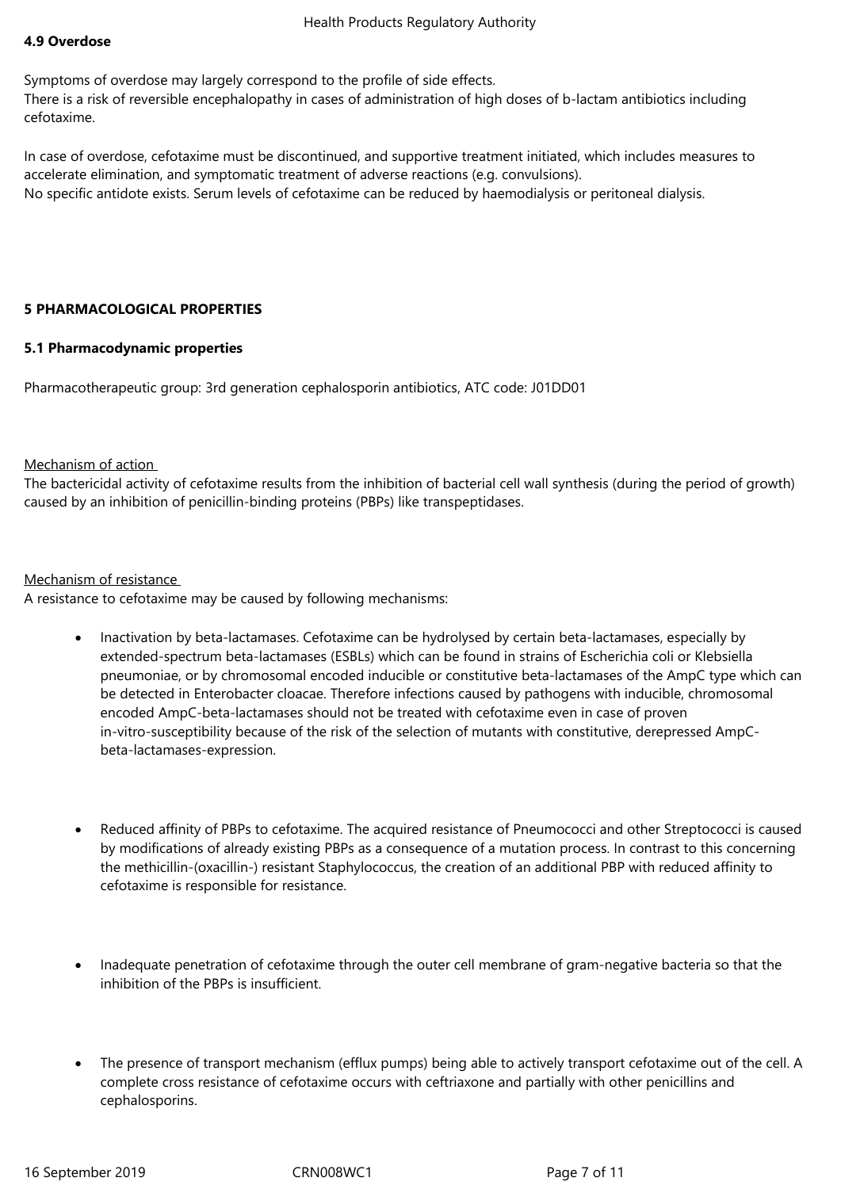**4.9 Overdose**

Symptoms of overdose may largely correspond to the profile of side effects.
There is a risk of reversible encephalopathy in cases of administration of high doses of b-lactam antibiotics including cefotaxime.

In case of overdose, cefotaxime must be discontinued, and supportive treatment initiated, which includes measures to accelerate elimination, and symptomatic treatment of adverse reactions (e.g. convulsions).
No specific antidote exists. Serum levels of cefotaxime can be reduced by haemodialysis or peritoneal dialysis.

## 5 PHARMACOLOGICAL PROPERTIES

### 5.1 Pharmacodynamic properties

Pharmacotherapeutic group: 3rd generation cephalosporin antibiotics, ATC code: J01DD01

Mechanism of action
The bactericidal activity of cefotaxime results from the inhibition of bacterial cell wall synthesis (during the period of growth) caused by an inhibition of penicillin-binding proteins (PBPs) like transpeptidases.

Mechanism of resistance
A resistance to cefotaxime may be caused by following mechanisms:

- Inactivation by beta-lactamases. Cefotaxime can be hydrolysed by certain beta-lactamases, especially by extended-spectrum beta-lactamases (ESBLs) which can be found in strains of Escherichia coli or Klebsiella pneumoniae, or by chromosomal encoded inducible or constitutive beta-lactamases of the AmpC type which can be detected in Enterobacter cloacae. Therefore infections caused by pathogens with inducible, chromosomal encoded AmpC-beta-lactamases should not be treated with cefotaxime even in case of proven in-vitro-susceptibility because of the risk of the selection of mutants with constitutive, derepressed AmpC-beta-lactamases-expression.

- Reduced affinity of PBPs to cefotaxime. The acquired resistance of Pneumococci and other Streptococci is caused by modifications of already existing PBPs as a consequence of a mutation process. In contrast to this concerning the methicillin-(oxacillin-) resistant Staphylococcus, the creation of an additional PBP with reduced affinity to cefotaxime is responsible for resistance.

- Inadequate penetration of cefotaxime through the outer cell membrane of gram-negative bacteria so that the inhibition of the PBPs is insufficient.

- The presence of transport mechanism (efflux pumps) being able to actively transport cefotaxime out of the cell. A complete cross resistance of cefotaxime occurs with ceftriaxone and partially with other penicillins and cephalosporins.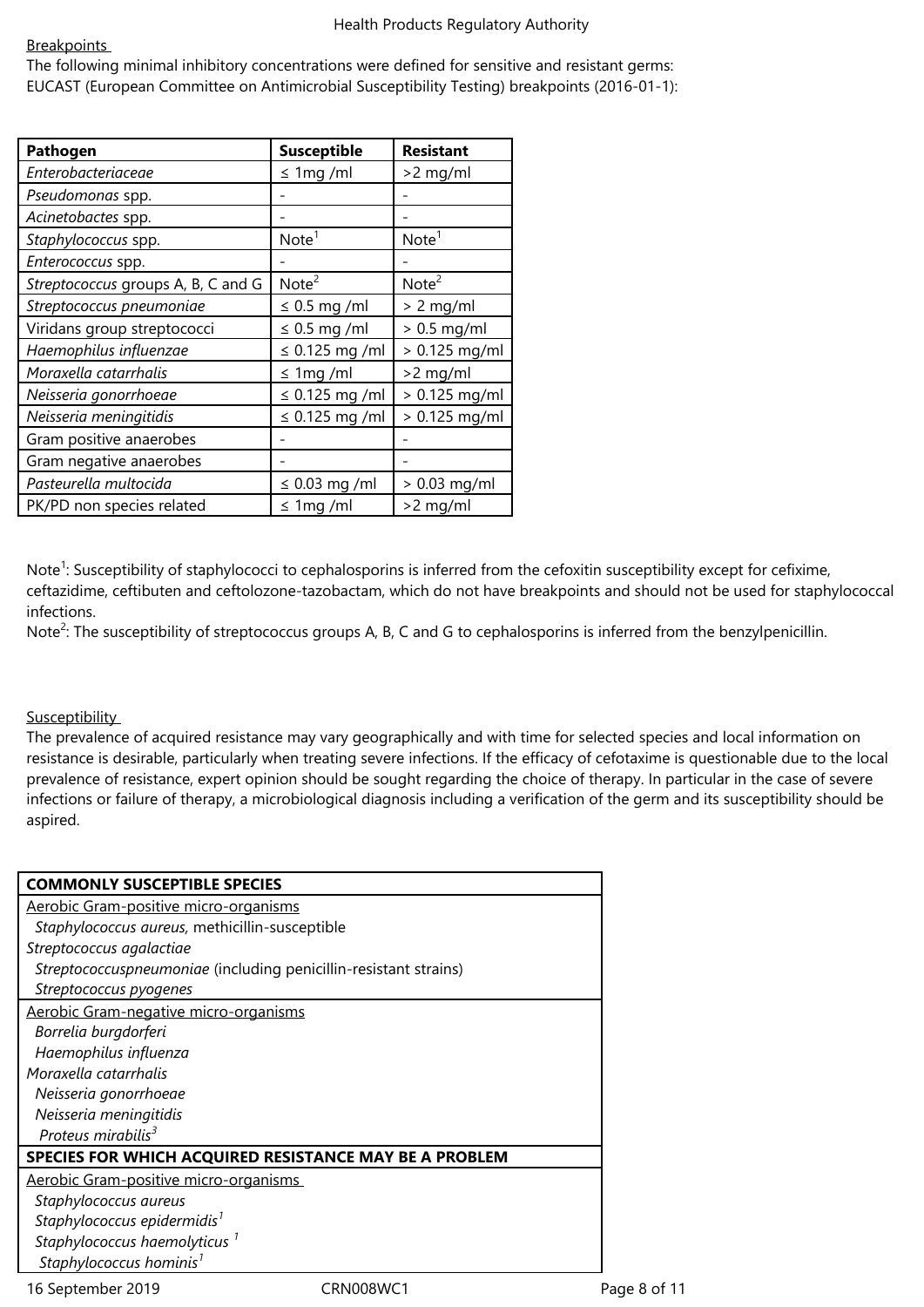Breakpoints

The following minimal inhibitory concentrations were defined for sensitive and resistant germs:
EUCAST (European Committee on Antimicrobial Susceptibility Testing) breakpoints (2016-01-1):

| Pathogen | Susceptible | Resistant |
|---|---|---|
| *Enterobacteriaceae* | ≤ 1mg /ml | >2 mg/ml |
| *Pseudomonas* spp. | - | - |
| *Acinetobactes* spp. | - | - |
| *Staphylococcus* spp. | Note[1] | Note[1] |
| *Enterococcus* spp. | - | - |
| *Streptococcus* groups A, B, C and G | Note[2] | Note[2] |
| *Streptococcus pneumoniae* | ≤ 0.5 mg /ml | > 2 mg/ml |
| Viridans group streptococci | ≤ 0.5 mg /ml | > 0.5 mg/ml |
| *Haemophilus influenzae* | ≤ 0.125 mg /ml | > 0.125 mg/ml |
| *Moraxella catarrhalis* | ≤ 1mg /ml | >2 mg/ml |
| *Neisseria gonorrhoeae* | ≤ 0.125 mg /ml | > 0.125 mg/ml |
| *Neisseria meningitidis* | ≤ 0.125 mg /ml | > 0.125 mg/ml |
| Gram positive anaerobes | - | - |
| Gram negative anaerobes | - | - |
| *Pasteurella multocida* | ≤ 0.03 mg /ml | > 0.03 mg/ml |
| PK/PD non species related | ≤ 1mg /ml | >2 mg/ml |

Note[1]: Susceptibility of staphylococci to cephalosporins is inferred from the cefoxitin susceptibility except for cefixime, ceftazidime, ceftibuten and ceftolozone-tazobactam, which do not have breakpoints and should not be used for staphylococcal infections.
Note[2]: The susceptibility of streptococcus groups A, B, C and G to cephalosporins is inferred from the benzylpenicillin.

Susceptibility

The prevalence of acquired resistance may vary geographically and with time for selected species and local information on resistance is desirable, particularly when treating severe infections. If the efficacy of cefotaxime is questionable due to the local prevalence of resistance, expert opinion should be sought regarding the choice of therapy. In particular in the case of severe infections or failure of therapy, a microbiological diagnosis including a verification of the germ and its susceptibility should be aspired.

| **COMMONLY SUSCEPTIBLE SPECIES** |
|---|
| Aerobic Gram-positive micro-organisms |
| *Staphylococcus aureus,* methicillin-susceptible |
| *Streptococcus agalactiae* |
| *Streptococcuspneumoniae* (including penicillin-resistant strains) |
| *Streptococcus pyogenes* |
| Aerobic Gram-negative micro-organisms |
| *Borrelia burgdorferi* |
| *Haemophilus influenza* |
| *Moraxella catarrhalis* |
| *Neisseria gonorrhoeae* |
| *Neisseria meningitidis* |
| *Proteus mirabilis*[3] |
| **SPECIES FOR WHICH ACQUIRED RESISTANCE MAY BE A PROBLEM** |
| Aerobic Gram-positive micro-organisms |
| *Staphylococcus aureus* |
| *Staphylococcus epidermidis*[1] |
| *Staphylococcus haemolyticus* [1] |
| *Staphylococcus hominis*[1] |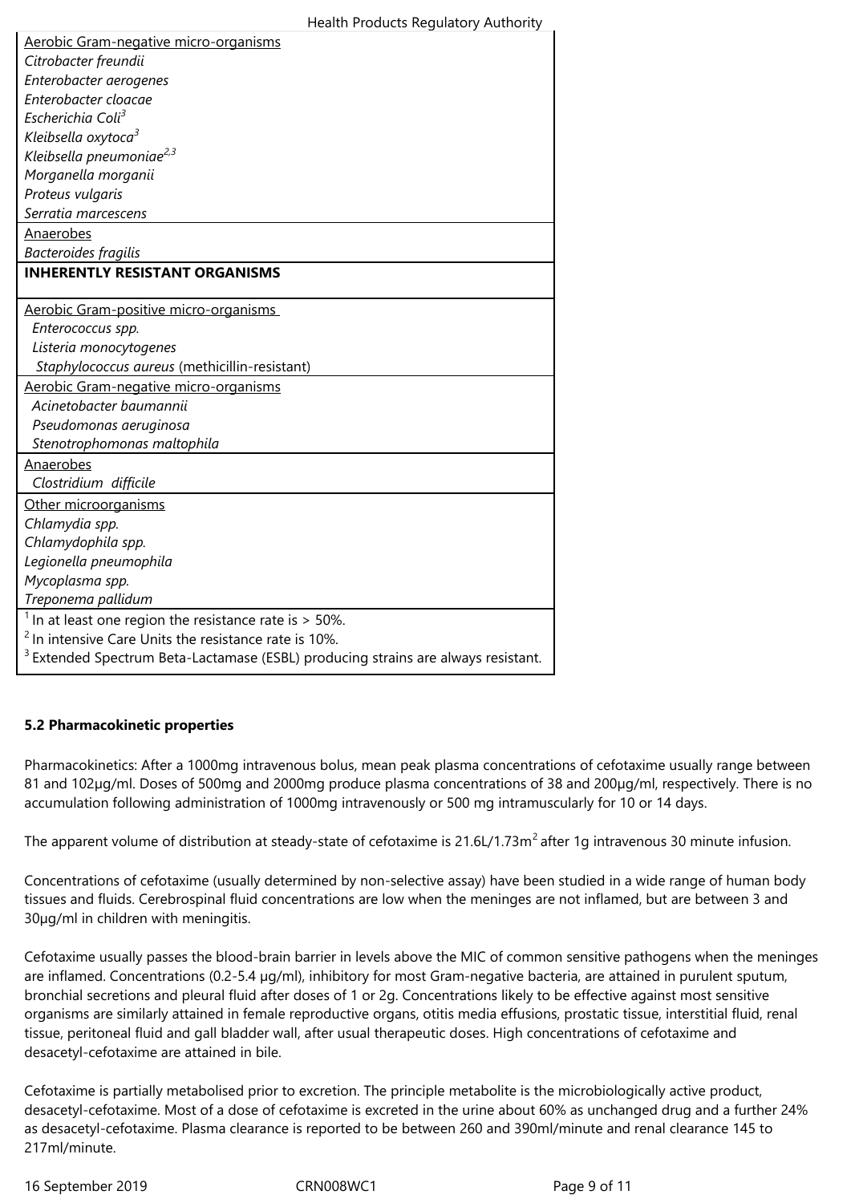| Aerobic Gram-negative micro-organisms |
| --- |
| *Citrobacter freundii* |
| *Enterobacter aerogenes* |
| *Enterobacter cloacae* |
| *Escherichia Coli*[3] |
| *Kleibsella oxytoca*[3] |
| *Kleibsella pneumoniae*[2,3] |
| *Morganella morganii* |
| *Proteus vulgaris* |
| *Serratia marcescens* |
| Anaerobes |
| *Bacteroides fragilis* |
| **INHERENTLY RESISTANT ORGANISMS** |
| Aerobic Gram-positive micro-organisms |
| *Enterococcus spp.* |
| *Listeria monocytogenes* |
| *Staphylococcus aureus* (methicillin-resistant) |
| Aerobic Gram-negative micro-organisms |
| *Acinetobacter baumannii* |
| *Pseudomonas aeruginosa* |
| *Stenotrophomonas maltophila* |
| Anaerobes |
| *Clostridium difficile* |
| Other microorganisms |
| *Chlamydia spp.* |
| *Chlamydophila spp.* |
| *Legionella pneumophila* |
| *Mycoplasma spp.* |
| *Treponema pallidum* |
| [1] In at least one region the resistance rate is > 50%.<br>[2] In intensive Care Units the resistance rate is 10%.<br>[3] Extended Spectrum Beta-Lactamase (ESBL) producing strains are always resistant. |

**5.2 Pharmacokinetic properties**

Pharmacokinetics: After a 1000mg intravenous bolus, mean peak plasma concentrations of cefotaxime usually range between 81 and 102µg/ml. Doses of 500mg and 2000mg produce plasma concentrations of 38 and 200µg/ml, respectively. There is no accumulation following administration of 1000mg intravenously or 500 mg intramuscularly for 10 or 14 days.

The apparent volume of distribution at steady-state of cefotaxime is 21.6L/1.73m$^2$ after 1g intravenous 30 minute infusion.

Concentrations of cefotaxime (usually determined by non-selective assay) have been studied in a wide range of human body tissues and fluids. Cerebrospinal fluid concentrations are low when the meninges are not inflamed, but are between 3 and 30µg/ml in children with meningitis.

Cefotaxime usually passes the blood-brain barrier in levels above the MIC of common sensitive pathogens when the meninges are inflamed. Concentrations (0.2-5.4 µg/ml), inhibitory for most Gram-negative bacteria, are attained in purulent sputum, bronchial secretions and pleural fluid after doses of 1 or 2g. Concentrations likely to be effective against most sensitive organisms are similarly attained in female reproductive organs, otitis media effusions, prostatic tissue, interstitial fluid, renal tissue, peritoneal fluid and gall bladder wall, after usual therapeutic doses. High concentrations of cefotaxime and desacetyl-cefotaxime are attained in bile.

Cefotaxime is partially metabolised prior to excretion. The principle metabolite is the microbiologically active product, desacetyl-cefotaxime. Most of a dose of cefotaxime is excreted in the urine about 60% as unchanged drug and a further 24% as desacetyl-cefotaxime. Plasma clearance is reported to be between 260 and 390ml/minute and renal clearance 145 to 217ml/minute.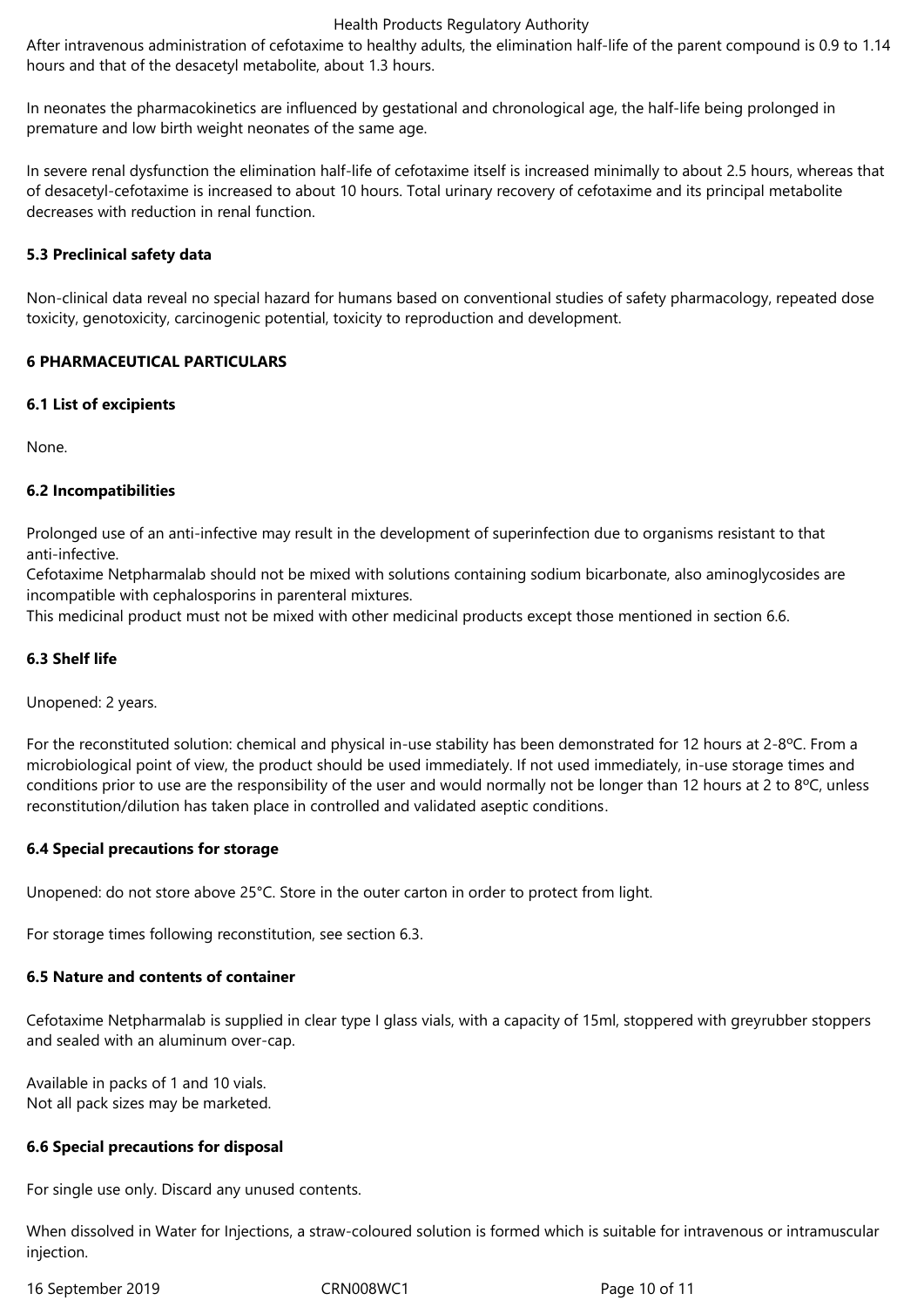After intravenous administration of cefotaxime to healthy adults, the elimination half-life of the parent compound is 0.9 to 1.14 hours and that of the desacetyl metabolite, about 1.3 hours.

In neonates the pharmacokinetics are influenced by gestational and chronological age, the half-life being prolonged in premature and low birth weight neonates of the same age.

In severe renal dysfunction the elimination half-life of cefotaxime itself is increased minimally to about 2.5 hours, whereas that of desacetyl-cefotaxime is increased to about 10 hours. Total urinary recovery of cefotaxime and its principal metabolite decreases with reduction in renal function.

### 5.3 Preclinical safety data

Non-clinical data reveal no special hazard for humans based on conventional studies of safety pharmacology, repeated dose toxicity, genotoxicity, carcinogenic potential, toxicity to reproduction and development.

## 6 PHARMACEUTICAL PARTICULARS

### 6.1 List of excipients

None.

### 6.2 Incompatibilities

Prolonged use of an anti-infective may result in the development of superinfection due to organisms resistant to that anti-infective.
Cefotaxime Netpharmalab should not be mixed with solutions containing sodium bicarbonate, also aminoglycosides are incompatible with cephalosporins in parenteral mixtures.
This medicinal product must not be mixed with other medicinal products except those mentioned in section 6.6.

### 6.3 Shelf life

Unopened: 2 years.

For the reconstituted solution: chemical and physical in-use stability has been demonstrated for 12 hours at 2-8ºC. From a microbiological point of view, the product should be used immediately. If not used immediately, in-use storage times and conditions prior to use are the responsibility of the user and would normally not be longer than 12 hours at 2 to 8ºC, unless reconstitution/dilution has taken place in controlled and validated aseptic conditions.

### 6.4 Special precautions for storage

Unopened: do not store above 25°C. Store in the outer carton in order to protect from light.

For storage times following reconstitution, see section 6.3.

### 6.5 Nature and contents of container

Cefotaxime Netpharmalab is supplied in clear type I glass vials, with a capacity of 15ml, stoppered with greyrubber stoppers and sealed with an aluminum over-cap.

Available in packs of 1 and 10 vials.
Not all pack sizes may be marketed.

### 6.6 Special precautions for disposal

For single use only. Discard any unused contents.

When dissolved in Water for Injections, a straw-coloured solution is formed which is suitable for intravenous or intramuscular injection.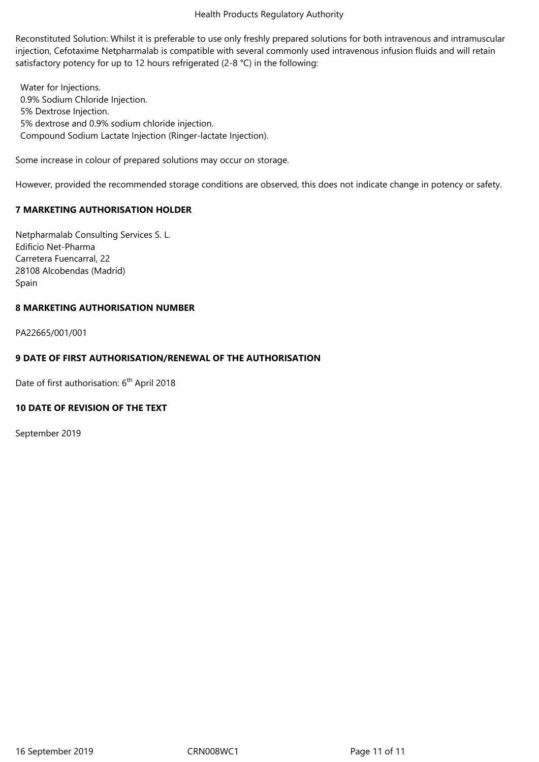Reconstituted Solution: Whilst it is preferable to use only freshly prepared solutions for both intravenous and intramuscular injection, Cefotaxime Netpharmalab is compatible with several commonly used intravenous infusion fluids and will retain satisfactory potency for up to 12 hours refrigerated (2-8 °C) in the following:

Water for Injections.
0.9% Sodium Chloride Injection.
5% Dextrose Injection.
5% dextrose and 0.9% sodium chloride injection.
Compound Sodium Lactate Injection (Ringer-lactate Injection).

Some increase in colour of prepared solutions may occur on storage.

However, provided the recommended storage conditions are observed, this does not indicate change in potency or safety.

## 7 MARKETING AUTHORISATION HOLDER

Netpharmalab Consulting Services S. L.
Edificio Net-Pharma
Carretera Fuencarral, 22
28108 Alcobendas (Madrid)
Spain

## 8 MARKETING AUTHORISATION NUMBER

PA22665/001/001

## 9 DATE OF FIRST AUTHORISATION/RENEWAL OF THE AUTHORISATION

Date of first authorisation: 6th April 2018

## 10 DATE OF REVISION OF THE TEXT

September 2019